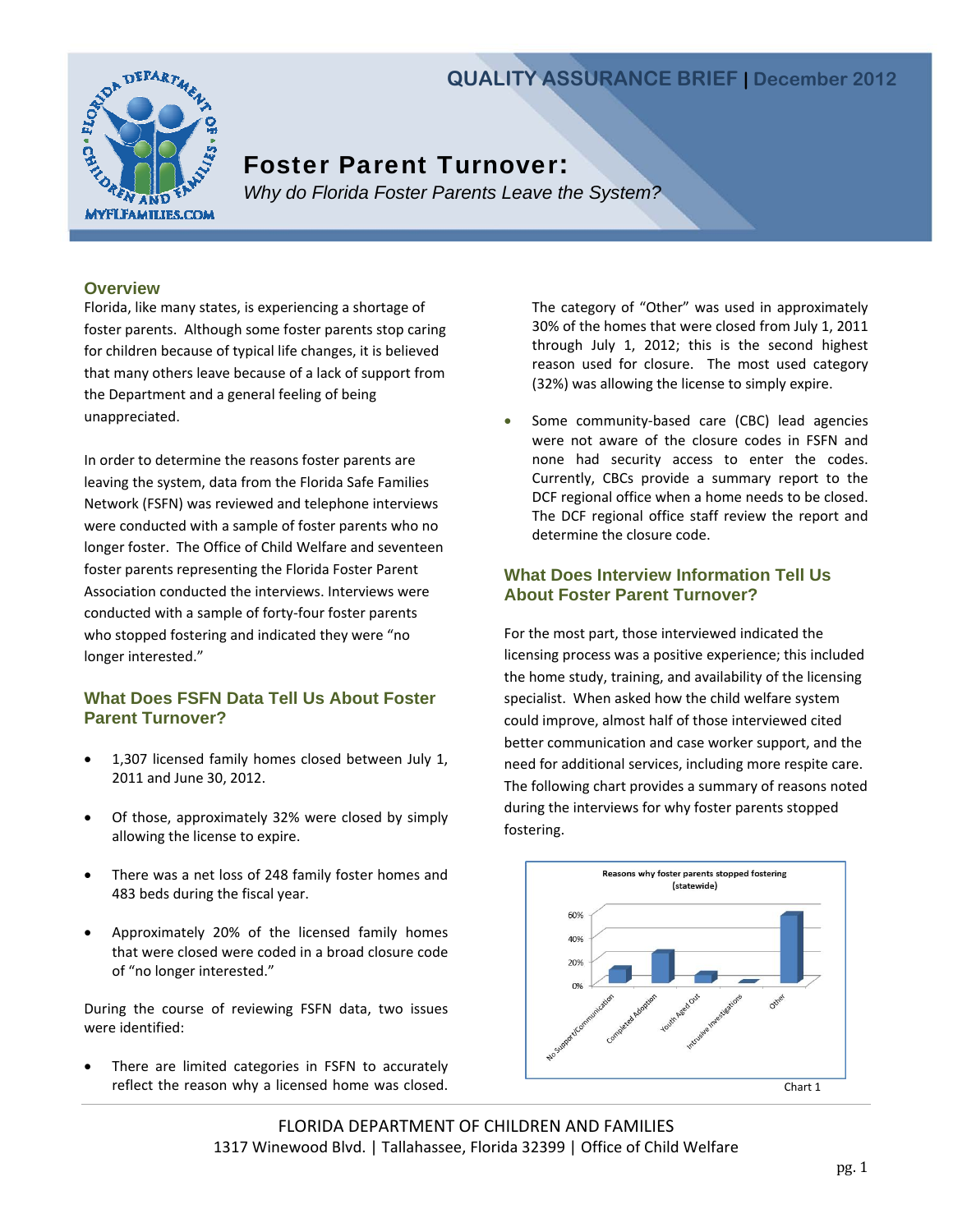QUALITY ASSURANCE BRIEF | December 2012

# Foster Parent Turnover:

*Why do Florida Foster Parents Leave the System?*

## Overview

Florida, like many states, is experiencing a shortage of foster parents. Although some foster parents stop caring for children because of typical life changes, it is believed that many others leave because of a lack of support from the Department and a general feeling of being unappreciated.

In order to determine the reasons foster parents are leaving the system, data from the Florida Safe Families Network (FSFN) was reviewed and telephone interviews were conducted with a sample of foster parents who no longer foster. The Office of Child Welfare and seventeen foster parents representing the Florida Foster Parent Association conducted the interviews. Interviews were conducted with a sample of forty-four foster parents who stopped fostering and indicated they were "no longer interested."

## What Does FSFN Data Tell Us About Foster Parent Turnover?

- 1,307 licensed family homes closed between July 1, 2011 and June 30, 2012.
- Of those, approximately 32% were closed by simply allowing the license to expire.
- There was a net loss of 248 family foster homes and 483 beds during the fiscal year.
- Approximately 20% of the licensed family homes that were closed were coded in a broad closure code of "no longer interested."

During the course of reviewing FSFN data, two issues were identified:

- There are limited categories in FSFN to accurately reflect the reason why a licensed home was closed. The category of "Other" was used in approximately 30% of the homes that were closed from July 1, 2011 through July 1, 2012; this is the second highest reason used for closure. The most used category (32%) was allowing the license to simply expire.
- Some community-based care (CBC) lead agencies were not aware of the closure codes in FSFN and none had security access to enter the codes. Currently, CBCs provide a summary report to the DCF regional office when a home needs to be closed. The DCF regional office staff review the report and determine the closure code.

## What Does Interview Information Tell Us About Foster Parent Turnover?

For the most part, those interviewed indicated the licensing process was a positive experience; this included the home study, training, and availability of the licensing specialist. When asked how the child welfare system could improve, almost half of those interviewed cited better communication and case worker support, and the need for additional services, including more respite care. The following chart provides a summary of reasons noted during the interviews for why foster parents stopped fostering.

Reasons why foster parents stopped fostering (statewide)

| Reason | Approx. % |
|---|---|
| No Support/Communication | ~12% |
| Completed Adoption | ~25% |
| Youth Aged Out | ~8% |
| Intrusive Investigations | ~1% |
| Other | ~57% |

Chart 1

FLORIDA DEPARTMENT OF CHILDREN AND FAMILIES
1317 Winewood Blvd. | Tallahassee, Florida 32399 | Office of Child Welfare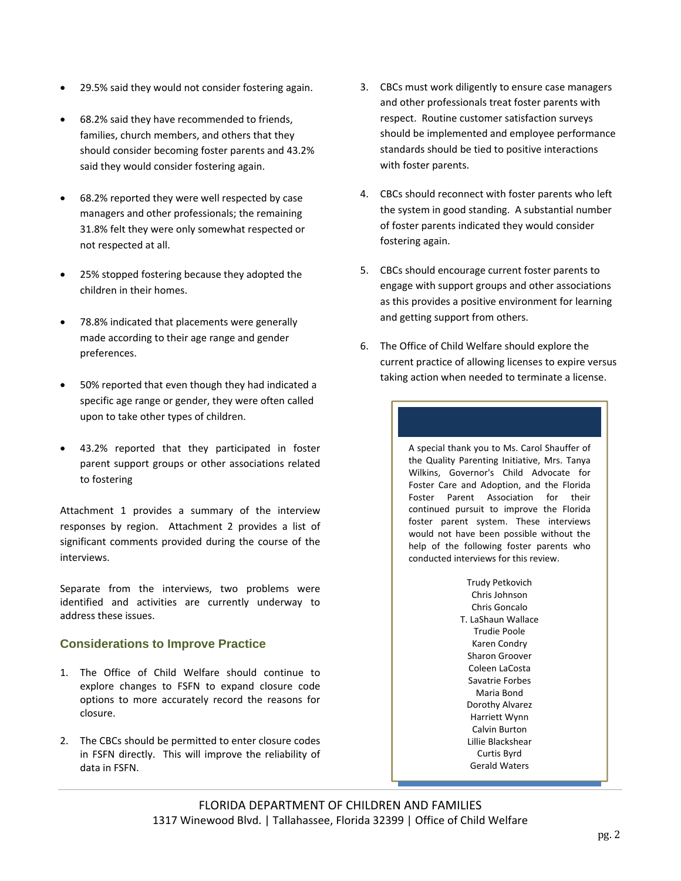- 29.5% said they would not consider fostering again.
- 68.2% said they have recommended to friends, families, church members, and others that they should consider becoming foster parents and 43.2% said they would consider fostering again.
- 68.2% reported they were well respected by case managers and other professionals; the remaining 31.8% felt they were only somewhat respected or not respected at all.
- 25% stopped fostering because they adopted the children in their homes.
- 78.8% indicated that placements were generally made according to their age range and gender preferences.
- 50% reported that even though they had indicated a specific age range or gender, they were often called upon to take other types of children.
- 43.2% reported that they participated in foster parent support groups or other associations related to fostering

Attachment 1 provides a summary of the interview responses by region. Attachment 2 provides a list of significant comments provided during the course of the interviews.

Separate from the interviews, two problems were identified and activities are currently underway to address these issues.

## Considerations to Improve Practice

1. The Office of Child Welfare should continue to explore changes to FSFN to expand closure code options to more accurately record the reasons for closure.
2. The CBCs should be permitted to enter closure codes in FSFN directly. This will improve the reliability of data in FSFN.
3. CBCs must work diligently to ensure case managers and other professionals treat foster parents with respect. Routine customer satisfaction surveys should be implemented and employee performance standards should be tied to positive interactions with foster parents.
4. CBCs should reconnect with foster parents who left the system in good standing. A substantial number of foster parents indicated they would consider fostering again.
5. CBCs should encourage current foster parents to engage with support groups and other associations as this provides a positive environment for learning and getting support from others.
6. The Office of Child Welfare should explore the current practice of allowing licenses to expire versus taking action when needed to terminate a license.

A special thank you to Ms. Carol Shauffer of the Quality Parenting Initiative, Mrs. Tanya Wilkins, Governor's Child Advocate for Foster Care and Adoption, and the Florida Foster Parent Association for their continued pursuit to improve the Florida foster parent system. These interviews would not have been possible without the help of the following foster parents who conducted interviews for this review.

Trudy Petkovich
Chris Johnson
Chris Goncalo
T. LaShaun Wallace
Trudie Poole
Karen Condry
Sharon Groover
Coleen LaCosta
Savatrie Forbes
Maria Bond
Dorothy Alvarez
Harriett Wynn
Calvin Burton
Lillie Blackshear
Curtis Byrd
Gerald Waters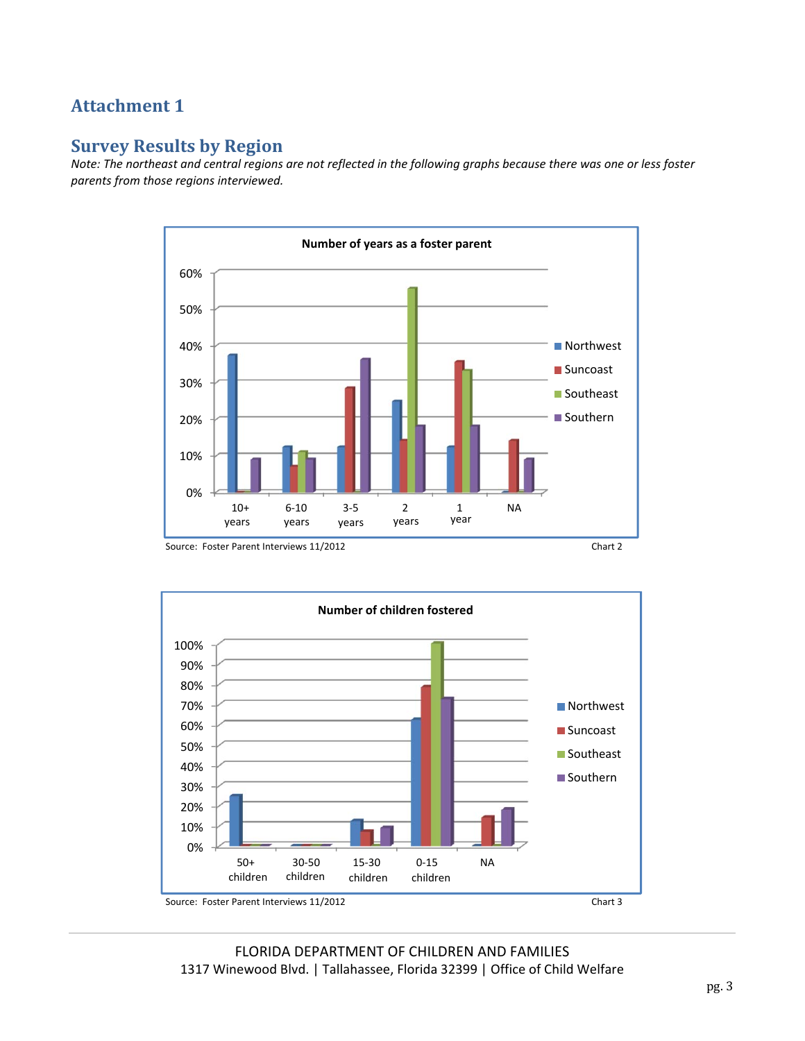# Attachment 1

## Survey Results by Region

*Note: The northeast and central regions are not reflected in the following graphs because there was one or less foster parents from those regions interviewed.*

**Number of years as a foster parent**

Source: Foster Parent Interviews 11/2012

Chart 2

**Number of children fostered**

Source: Foster Parent Interviews 11/2012

Chart 3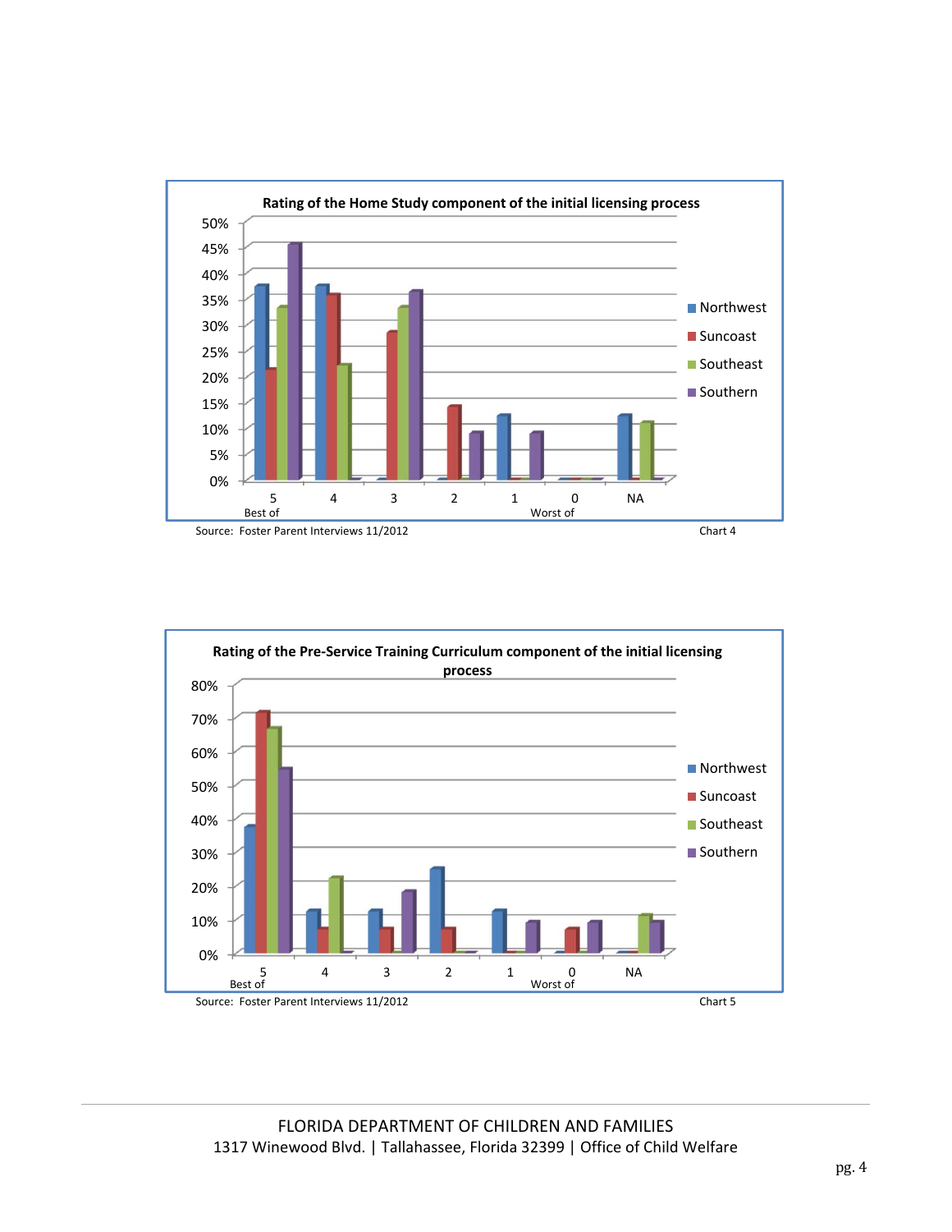**Rating of the Home Study component of the initial licensing process**

Source: Foster Parent Interviews 11/2012

Chart 4

**Rating of the Pre-Service Training Curriculum component of the initial licensing process**

Source: Foster Parent Interviews 11/2012

Chart 5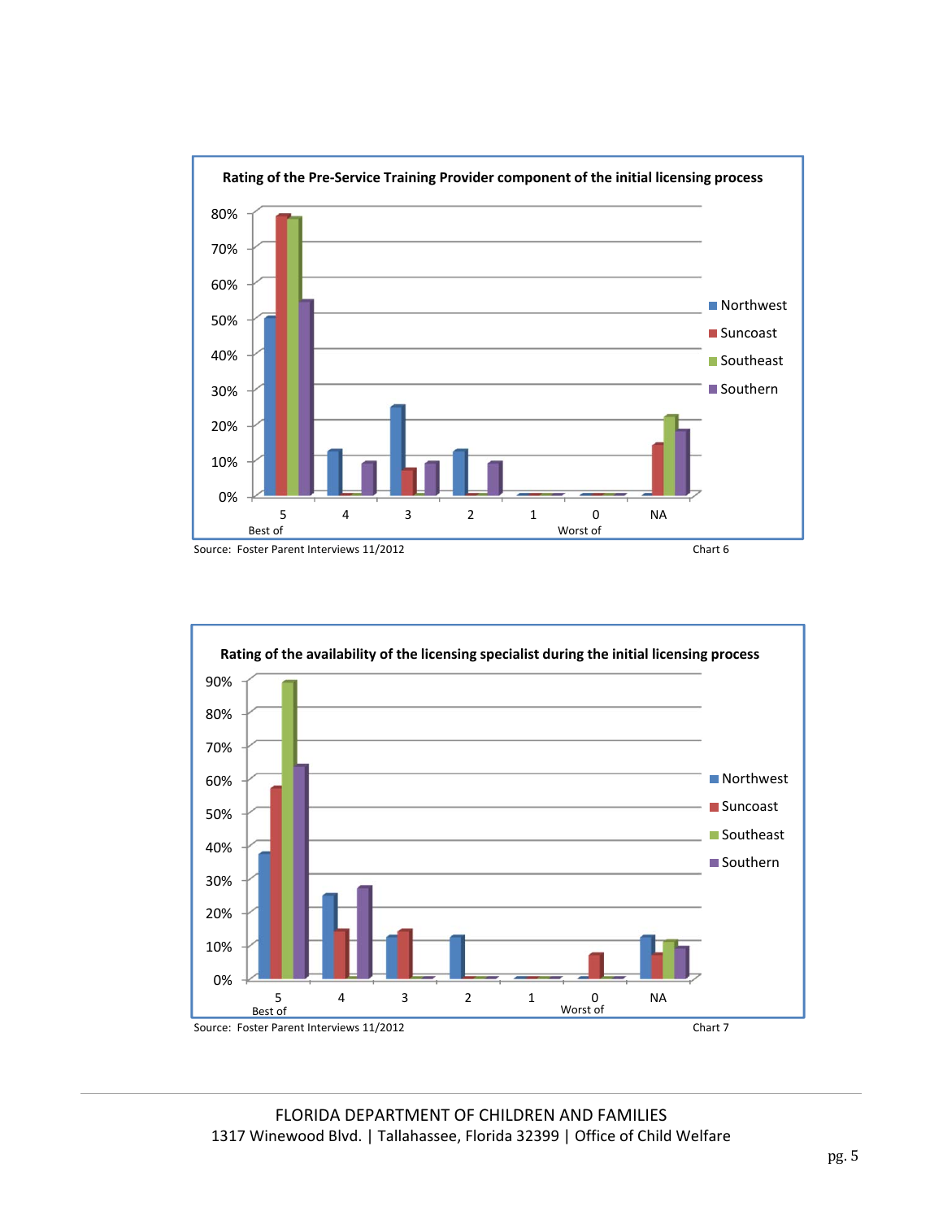**Rating of the Pre-Service Training Provider component of the initial licensing process**

Source: Foster Parent Interviews 11/2012

Chart 6

**Rating of the availability of the licensing specialist during the initial licensing process**

Source: Foster Parent Interviews 11/2012

Chart 7

FLORIDA DEPARTMENT OF CHILDREN AND FAMILIES
1317 Winewood Blvd. | Tallahassee, Florida 32399 | Office of Child Welfare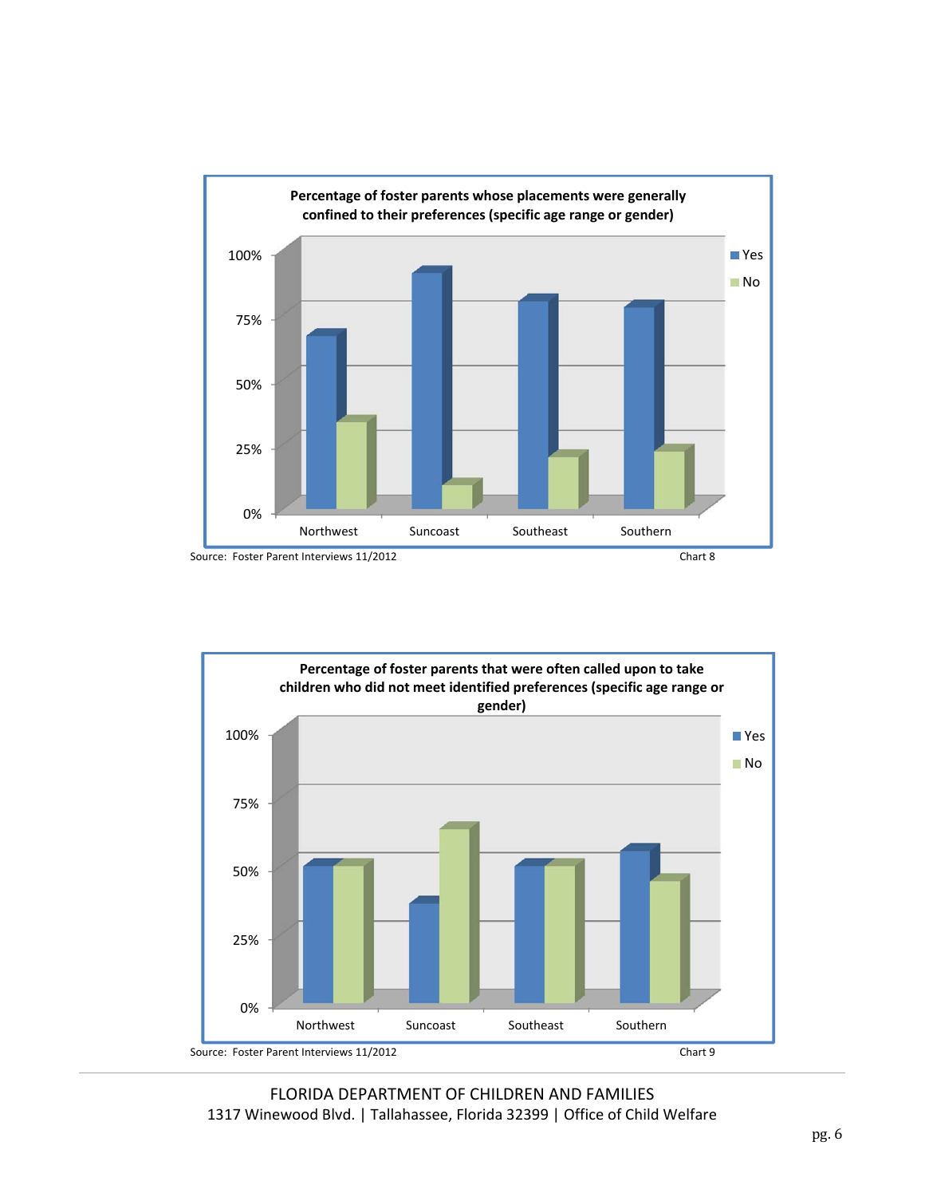**Percentage of foster parents whose placements were generally confined to their preferences (specific age range or gender)**

Source: Foster Parent Interviews 11/2012

Chart 8

**Percentage of foster parents that were often called upon to take children who did not meet identified preferences (specific age range or gender)**

Source: Foster Parent Interviews 11/2012

Chart 9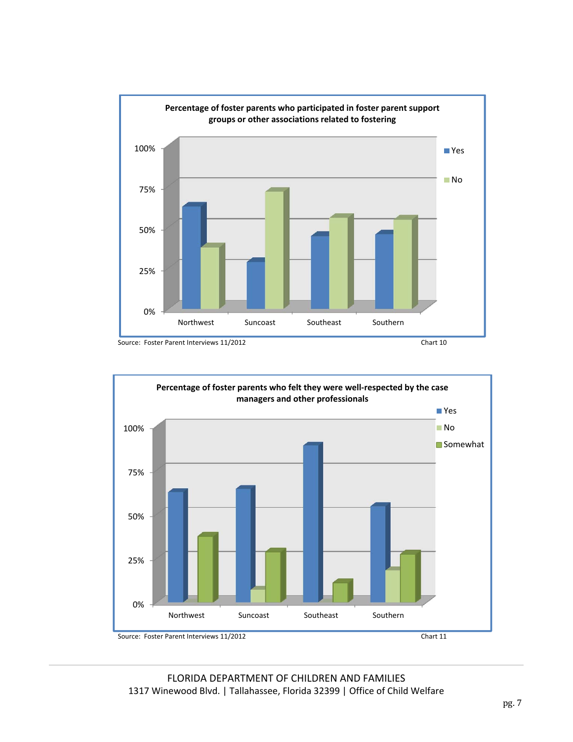**Percentage of foster parents who participated in foster parent support groups or other associations related to fostering**

Legend: Yes, No

Y-axis: 0%, 25%, 50%, 75%, 100%

Categories: Northwest, Suncoast, Southeast, Southern

Source: Foster Parent Interviews 11/2012

Chart 10

**Percentage of foster parents who felt they were well-respected by the case managers and other professionals**

Legend: Yes, No, Somewhat

Y-axis: 0%, 25%, 50%, 75%, 100%

Categories: Northwest, Suncoast, Southeast, Southern

Source: Foster Parent Interviews 11/2012

Chart 11

FLORIDA DEPARTMENT OF CHILDREN AND FAMILIES
1317 Winewood Blvd. | Tallahassee, Florida 32399 | Office of Child Welfare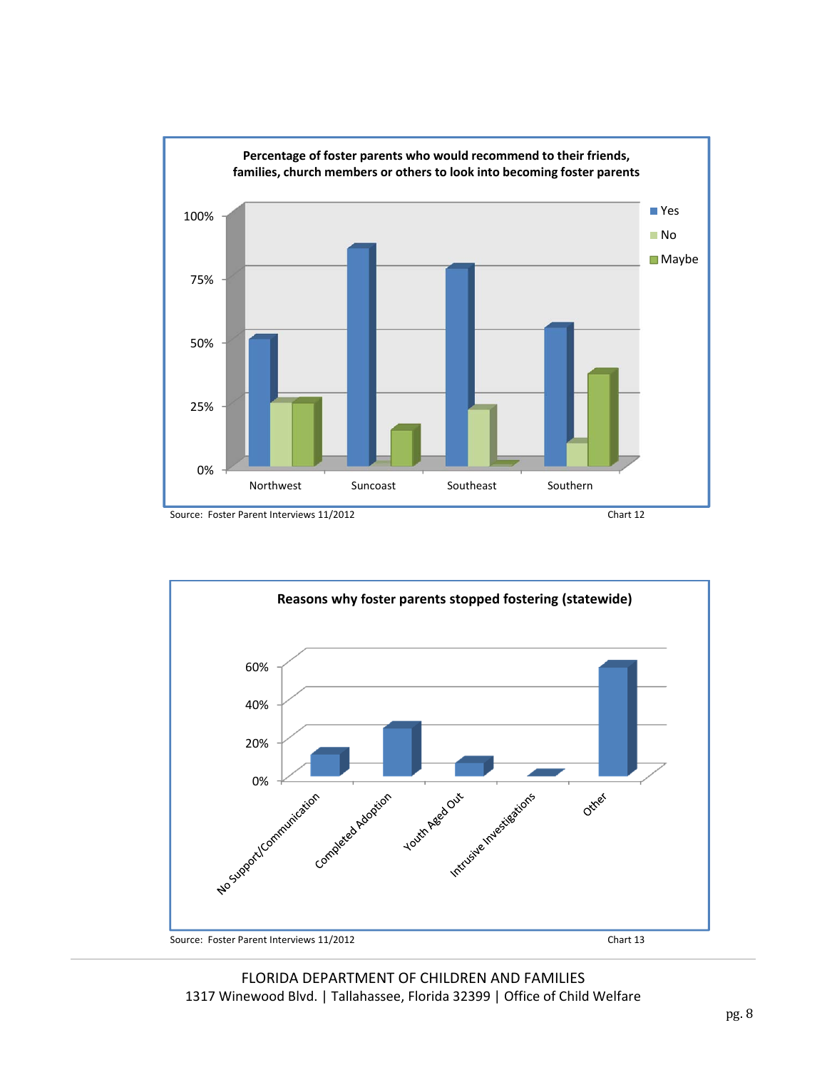**Percentage of foster parents who would recommend to their friends, families, church members or others to look into becoming foster parents**

Source: Foster Parent Interviews 11/2012

Chart 12

**Reasons why foster parents stopped fostering (statewide)**

Source: Foster Parent Interviews 11/2012

Chart 13

FLORIDA DEPARTMENT OF CHILDREN AND FAMILIES
1317 Winewood Blvd. | Tallahassee, Florida 32399 | Office of Child Welfare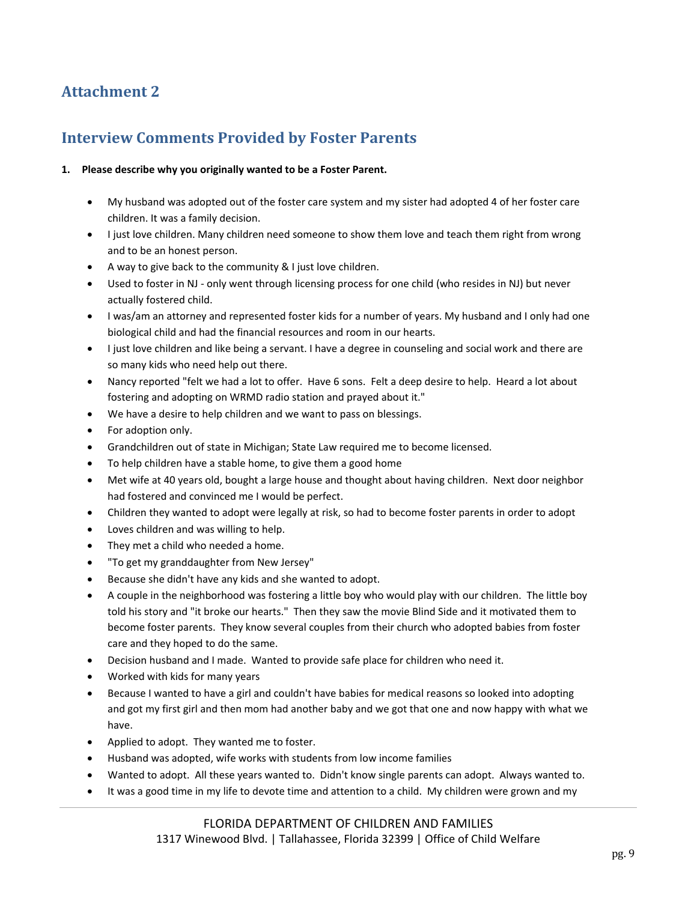## Attachment 2

## Interview Comments Provided by Foster Parents

**1. Please describe why you originally wanted to be a Foster Parent.**

- My husband was adopted out of the foster care system and my sister had adopted 4 of her foster care children. It was a family decision.
- I just love children. Many children need someone to show them love and teach them right from wrong and to be an honest person.
- A way to give back to the community & I just love children.
- Used to foster in NJ - only went through licensing process for one child (who resides in NJ) but never actually fostered child.
- I was/am an attorney and represented foster kids for a number of years. My husband and I only had one biological child and had the financial resources and room in our hearts.
- I just love children and like being a servant. I have a degree in counseling and social work and there are so many kids who need help out there.
- Nancy reported "felt we had a lot to offer. Have 6 sons. Felt a deep desire to help. Heard a lot about fostering and adopting on WRMD radio station and prayed about it."
- We have a desire to help children and we want to pass on blessings.
- For adoption only.
- Grandchildren out of state in Michigan; State Law required me to become licensed.
- To help children have a stable home, to give them a good home
- Met wife at 40 years old, bought a large house and thought about having children. Next door neighbor had fostered and convinced me I would be perfect.
- Children they wanted to adopt were legally at risk, so had to become foster parents in order to adopt
- Loves children and was willing to help.
- They met a child who needed a home.
- "To get my granddaughter from New Jersey"
- Because she didn't have any kids and she wanted to adopt.
- A couple in the neighborhood was fostering a little boy who would play with our children. The little boy told his story and "it broke our hearts." Then they saw the movie Blind Side and it motivated them to become foster parents. They know several couples from their church who adopted babies from foster care and they hoped to do the same.
- Decision husband and I made. Wanted to provide safe place for children who need it.
- Worked with kids for many years
- Because I wanted to have a girl and couldn't have babies for medical reasons so looked into adopting and got my first girl and then mom had another baby and we got that one and now happy with what we have.
- Applied to adopt. They wanted me to foster.
- Husband was adopted, wife works with students from low income families
- Wanted to adopt. All these years wanted to. Didn't know single parents can adopt. Always wanted to.
- It was a good time in my life to devote time and attention to a child. My children were grown and my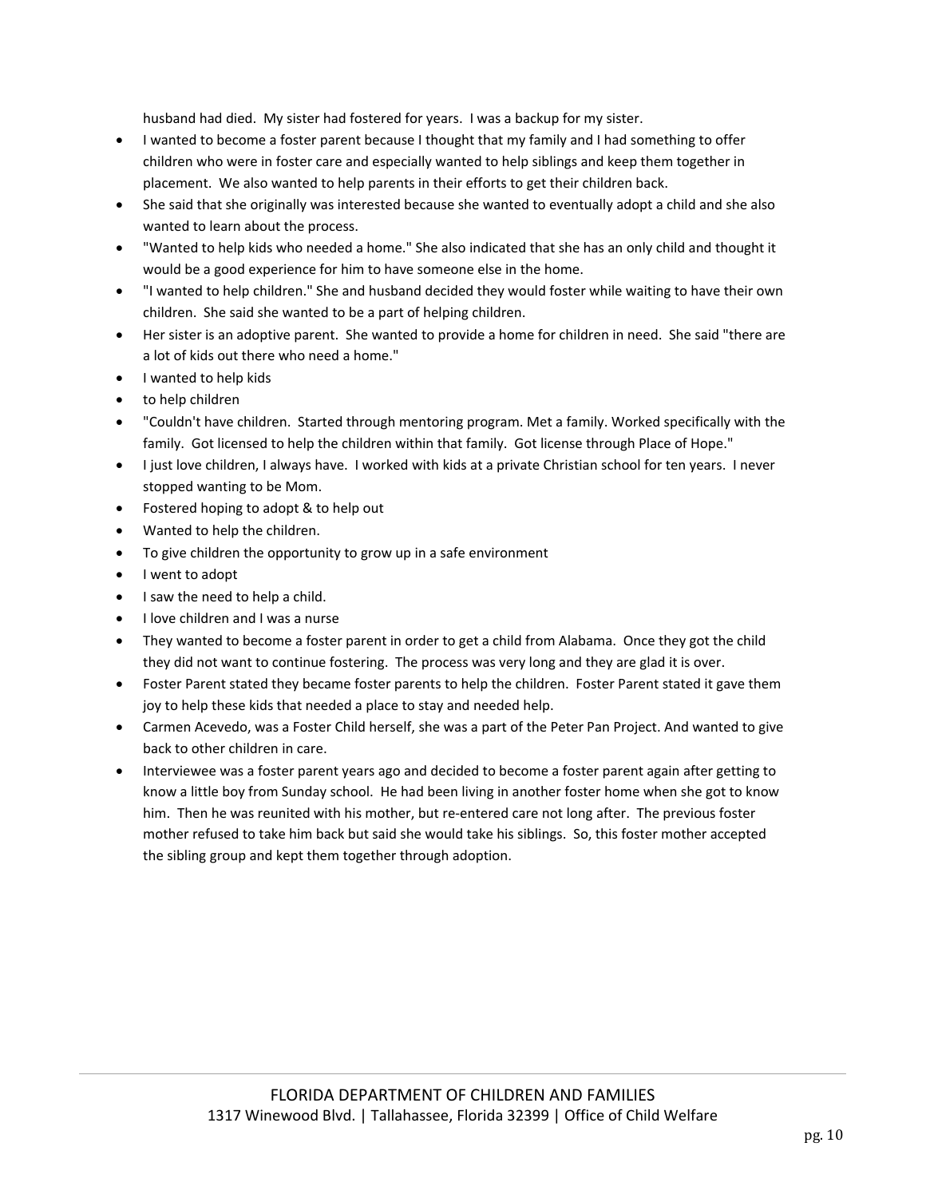husband had died. My sister had fostered for years. I was a backup for my sister.

- I wanted to become a foster parent because I thought that my family and I had something to offer children who were in foster care and especially wanted to help siblings and keep them together in placement. We also wanted to help parents in their efforts to get their children back.
- She said that she originally was interested because she wanted to eventually adopt a child and she also wanted to learn about the process.
- "Wanted to help kids who needed a home." She also indicated that she has an only child and thought it would be a good experience for him to have someone else in the home.
- "I wanted to help children." She and husband decided they would foster while waiting to have their own children. She said she wanted to be a part of helping children.
- Her sister is an adoptive parent. She wanted to provide a home for children in need. She said "there are a lot of kids out there who need a home."
- I wanted to help kids
- to help children
- "Couldn't have children. Started through mentoring program. Met a family. Worked specifically with the family. Got licensed to help the children within that family. Got license through Place of Hope."
- I just love children, I always have. I worked with kids at a private Christian school for ten years. I never stopped wanting to be Mom.
- Fostered hoping to adopt & to help out
- Wanted to help the children.
- To give children the opportunity to grow up in a safe environment
- I went to adopt
- I saw the need to help a child.
- I love children and I was a nurse
- They wanted to become a foster parent in order to get a child from Alabama. Once they got the child they did not want to continue fostering. The process was very long and they are glad it is over.
- Foster Parent stated they became foster parents to help the children. Foster Parent stated it gave them joy to help these kids that needed a place to stay and needed help.
- Carmen Acevedo, was a Foster Child herself, she was a part of the Peter Pan Project. And wanted to give back to other children in care.
- Interviewee was a foster parent years ago and decided to become a foster parent again after getting to know a little boy from Sunday school. He had been living in another foster home when she got to know him. Then he was reunited with his mother, but re-entered care not long after. The previous foster mother refused to take him back but said she would take his siblings. So, this foster mother accepted the sibling group and kept them together through adoption.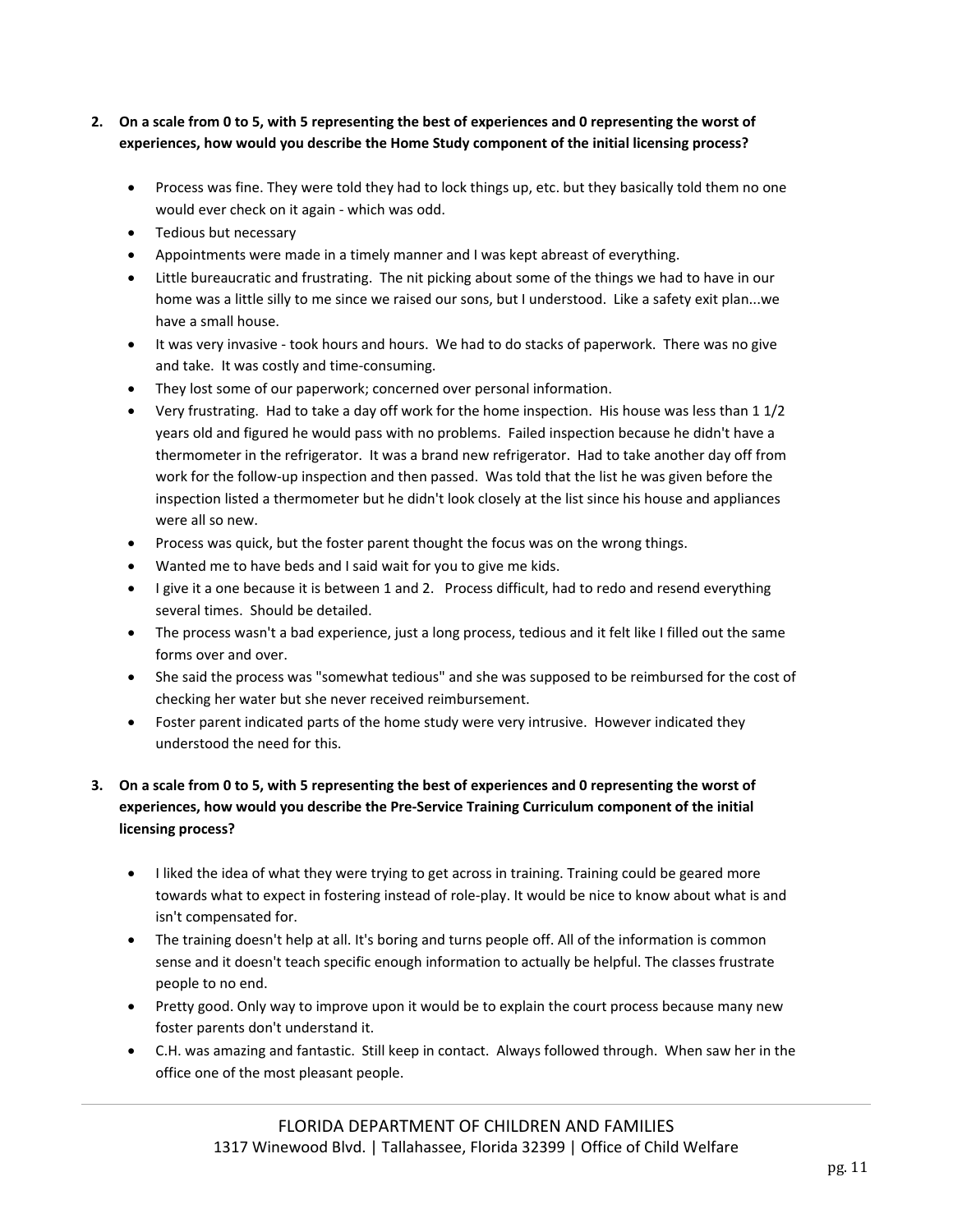**2. On a scale from 0 to 5, with 5 representing the best of experiences and 0 representing the worst of experiences, how would you describe the Home Study component of the initial licensing process?**

- Process was fine. They were told they had to lock things up, etc. but they basically told them no one would ever check on it again - which was odd.
- Tedious but necessary
- Appointments were made in a timely manner and I was kept abreast of everything.
- Little bureaucratic and frustrating. The nit picking about some of the things we had to have in our home was a little silly to me since we raised our sons, but I understood. Like a safety exit plan...we have a small house.
- It was very invasive - took hours and hours. We had to do stacks of paperwork. There was no give and take. It was costly and time-consuming.
- They lost some of our paperwork; concerned over personal information.
- Very frustrating. Had to take a day off work for the home inspection. His house was less than 1 1/2 years old and figured he would pass with no problems. Failed inspection because he didn't have a thermometer in the refrigerator. It was a brand new refrigerator. Had to take another day off from work for the follow-up inspection and then passed. Was told that the list he was given before the inspection listed a thermometer but he didn't look closely at the list since his house and appliances were all so new.
- Process was quick, but the foster parent thought the focus was on the wrong things.
- Wanted me to have beds and I said wait for you to give me kids.
- I give it a one because it is between 1 and 2. Process difficult, had to redo and resend everything several times. Should be detailed.
- The process wasn't a bad experience, just a long process, tedious and it felt like I filled out the same forms over and over.
- She said the process was "somewhat tedious" and she was supposed to be reimbursed for the cost of checking her water but she never received reimbursement.
- Foster parent indicated parts of the home study were very intrusive. However indicated they understood the need for this.

**3. On a scale from 0 to 5, with 5 representing the best of experiences and 0 representing the worst of experiences, how would you describe the Pre-Service Training Curriculum component of the initial licensing process?**

- I liked the idea of what they were trying to get across in training. Training could be geared more towards what to expect in fostering instead of role-play. It would be nice to know about what is and isn't compensated for.
- The training doesn't help at all. It's boring and turns people off. All of the information is common sense and it doesn't teach specific enough information to actually be helpful. The classes frustrate people to no end.
- Pretty good. Only way to improve upon it would be to explain the court process because many new foster parents don't understand it.
- C.H. was amazing and fantastic. Still keep in contact. Always followed through. When saw her in the office one of the most pleasant people.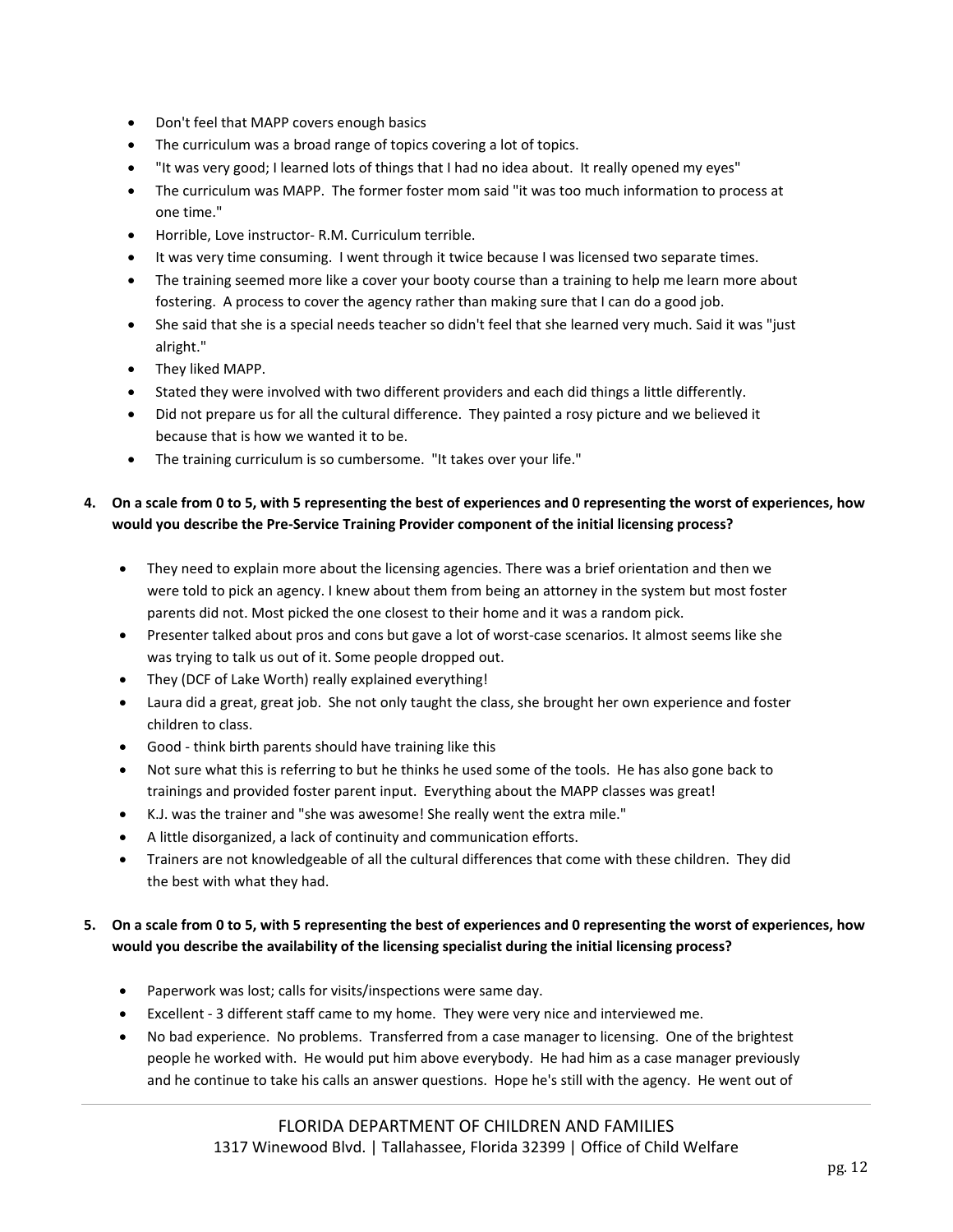- Don't feel that MAPP covers enough basics
- The curriculum was a broad range of topics covering a lot of topics.
- "It was very good; I learned lots of things that I had no idea about. It really opened my eyes"
- The curriculum was MAPP. The former foster mom said "it was too much information to process at one time."
- Horrible, Love instructor- R.M. Curriculum terrible.
- It was very time consuming. I went through it twice because I was licensed two separate times.
- The training seemed more like a cover your booty course than a training to help me learn more about fostering. A process to cover the agency rather than making sure that I can do a good job.
- She said that she is a special needs teacher so didn't feel that she learned very much. Said it was "just alright."
- They liked MAPP.
- Stated they were involved with two different providers and each did things a little differently.
- Did not prepare us for all the cultural difference. They painted a rosy picture and we believed it because that is how we wanted it to be.
- The training curriculum is so cumbersome. "It takes over your life."

**4. On a scale from 0 to 5, with 5 representing the best of experiences and 0 representing the worst of experiences, how would you describe the Pre-Service Training Provider component of the initial licensing process?**

- They need to explain more about the licensing agencies. There was a brief orientation and then we were told to pick an agency. I knew about them from being an attorney in the system but most foster parents did not. Most picked the one closest to their home and it was a random pick.
- Presenter talked about pros and cons but gave a lot of worst-case scenarios. It almost seems like she was trying to talk us out of it. Some people dropped out.
- They (DCF of Lake Worth) really explained everything!
- Laura did a great, great job. She not only taught the class, she brought her own experience and foster children to class.
- Good - think birth parents should have training like this
- Not sure what this is referring to but he thinks he used some of the tools. He has also gone back to trainings and provided foster parent input. Everything about the MAPP classes was great!
- K.J. was the trainer and "she was awesome! She really went the extra mile."
- A little disorganized, a lack of continuity and communication efforts.
- Trainers are not knowledgeable of all the cultural differences that come with these children. They did the best with what they had.

**5. On a scale from 0 to 5, with 5 representing the best of experiences and 0 representing the worst of experiences, how would you describe the availability of the licensing specialist during the initial licensing process?**

- Paperwork was lost; calls for visits/inspections were same day.
- Excellent - 3 different staff came to my home. They were very nice and interviewed me.
- No bad experience. No problems. Transferred from a case manager to licensing. One of the brightest people he worked with. He would put him above everybody. He had him as a case manager previously and he continue to take his calls an answer questions. Hope he's still with the agency. He went out of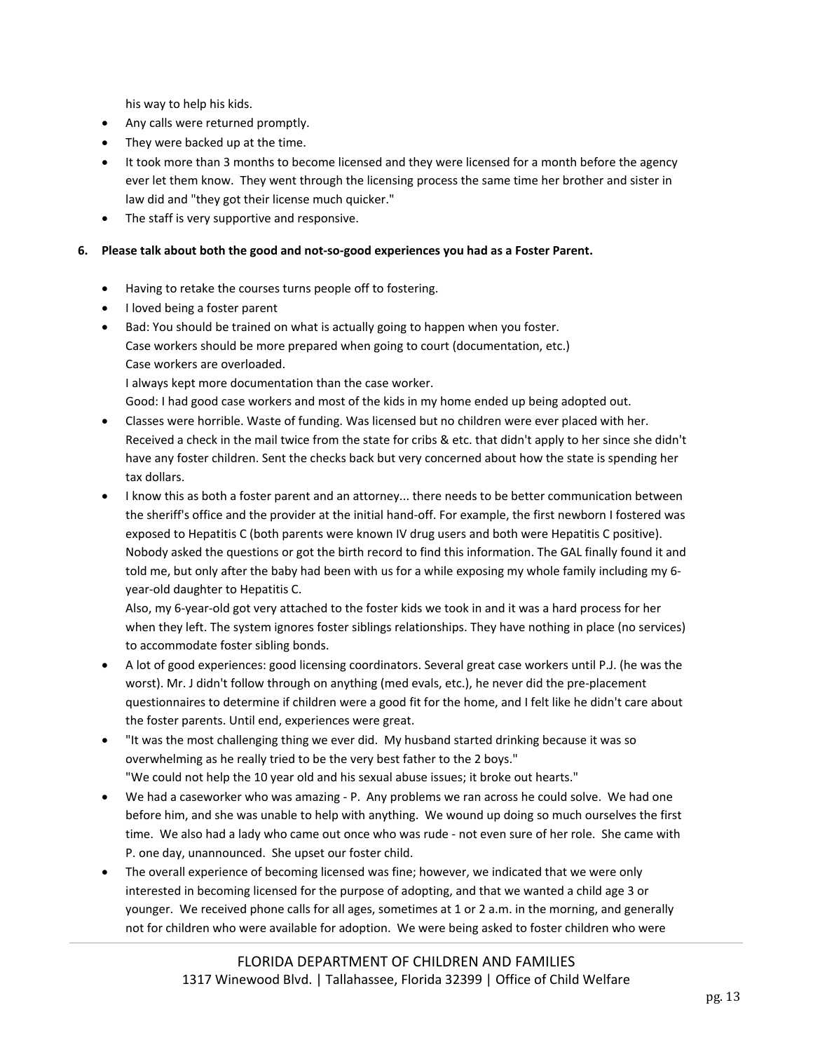his way to help his kids.

- Any calls were returned promptly.
- They were backed up at the time.
- It took more than 3 months to become licensed and they were licensed for a month before the agency ever let them know. They went through the licensing process the same time her brother and sister in law did and "they got their license much quicker."
- The staff is very supportive and responsive.

**6. Please talk about both the good and not-so-good experiences you had as a Foster Parent.**

- Having to retake the courses turns people off to fostering.
- I loved being a foster parent
- Bad: You should be trained on what is actually going to happen when you foster.
  Case workers should be more prepared when going to court (documentation, etc.)
  Case workers are overloaded.
  I always kept more documentation than the case worker.
  Good: I had good case workers and most of the kids in my home ended up being adopted out.
- Classes were horrible. Waste of funding. Was licensed but no children were ever placed with her. Received a check in the mail twice from the state for cribs & etc. that didn't apply to her since she didn't have any foster children. Sent the checks back but very concerned about how the state is spending her tax dollars.
- I know this as both a foster parent and an attorney... there needs to be better communication between the sheriff's office and the provider at the initial hand-off. For example, the first newborn I fostered was exposed to Hepatitis C (both parents were known IV drug users and both were Hepatitis C positive). Nobody asked the questions or got the birth record to find this information. The GAL finally found it and told me, but only after the baby had been with us for a while exposing my whole family including my 6-year-old daughter to Hepatitis C.
  Also, my 6-year-old got very attached to the foster kids we took in and it was a hard process for her when they left. The system ignores foster siblings relationships. They have nothing in place (no services) to accommodate foster sibling bonds.
- A lot of good experiences: good licensing coordinators. Several great case workers until P.J. (he was the worst). Mr. J didn't follow through on anything (med evals, etc.), he never did the pre-placement questionnaires to determine if children were a good fit for the home, and I felt like he didn't care about the foster parents. Until end, experiences were great.
- "It was the most challenging thing we ever did. My husband started drinking because it was so overwhelming as he really tried to be the very best father to the 2 boys."
  "We could not help the 10 year old and his sexual abuse issues; it broke out hearts."
- We had a caseworker who was amazing - P. Any problems we ran across he could solve. We had one before him, and she was unable to help with anything. We wound up doing so much ourselves the first time. We also had a lady who came out once who was rude - not even sure of her role. She came with P. one day, unannounced. She upset our foster child.
- The overall experience of becoming licensed was fine; however, we indicated that we were only interested in becoming licensed for the purpose of adopting, and that we wanted a child age 3 or younger. We received phone calls for all ages, sometimes at 1 or 2 a.m. in the morning, and generally not for children who were available for adoption. We were being asked to foster children who were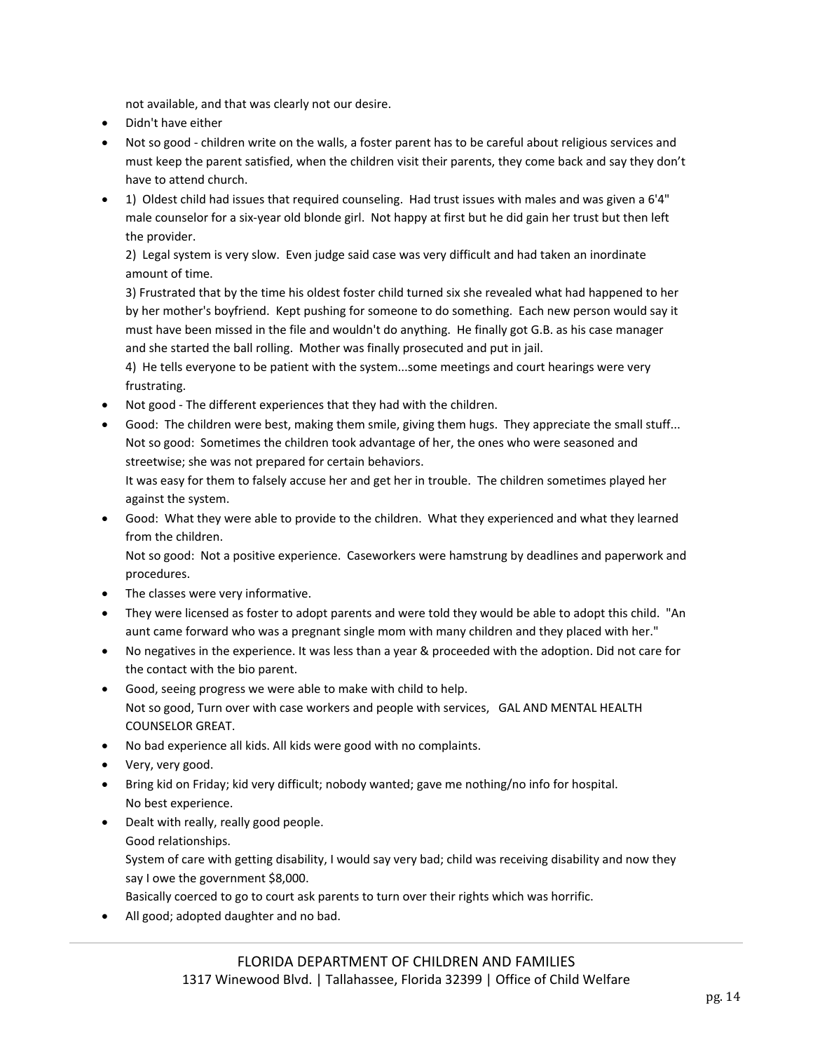not available, and that was clearly not our desire.

- Didn't have either
- Not so good - children write on the walls, a foster parent has to be careful about religious services and must keep the parent satisfied, when the children visit their parents, they come back and say they don't have to attend church.
- 1) Oldest child had issues that required counseling. Had trust issues with males and was given a 6'4" male counselor for a six-year old blonde girl. Not happy at first but he did gain her trust but then left the provider.
  2) Legal system is very slow. Even judge said case was very difficult and had taken an inordinate amount of time.
  3) Frustrated that by the time his oldest foster child turned six she revealed what had happened to her by her mother's boyfriend. Kept pushing for someone to do something. Each new person would say it must have been missed in the file and wouldn't do anything. He finally got G.B. as his case manager and she started the ball rolling. Mother was finally prosecuted and put in jail.
  4) He tells everyone to be patient with the system...some meetings and court hearings were very frustrating.
- Not good - The different experiences that they had with the children.
- Good: The children were best, making them smile, giving them hugs. They appreciate the small stuff...
  Not so good: Sometimes the children took advantage of her, the ones who were seasoned and streetwise; she was not prepared for certain behaviors.
  It was easy for them to falsely accuse her and get her in trouble. The children sometimes played her against the system.
- Good: What they were able to provide to the children. What they experienced and what they learned from the children.
  Not so good: Not a positive experience. Caseworkers were hamstrung by deadlines and paperwork and procedures.
- The classes were very informative.
- They were licensed as foster to adopt parents and were told they would be able to adopt this child. "An aunt came forward who was a pregnant single mom with many children and they placed with her."
- No negatives in the experience. It was less than a year & proceeded with the adoption. Did not care for the contact with the bio parent.
- Good, seeing progress we were able to make with child to help.
  Not so good, Turn over with case workers and people with services, GAL AND MENTAL HEALTH COUNSELOR GREAT.
- No bad experience all kids. All kids were good with no complaints.
- Very, very good.
- Bring kid on Friday; kid very difficult; nobody wanted; gave me nothing/no info for hospital.
  No best experience.
- Dealt with really, really good people.
  Good relationships.
  System of care with getting disability, I would say very bad; child was receiving disability and now they say I owe the government $8,000.
  Basically coerced to go to court ask parents to turn over their rights which was horrific.
- All good; adopted daughter and no bad.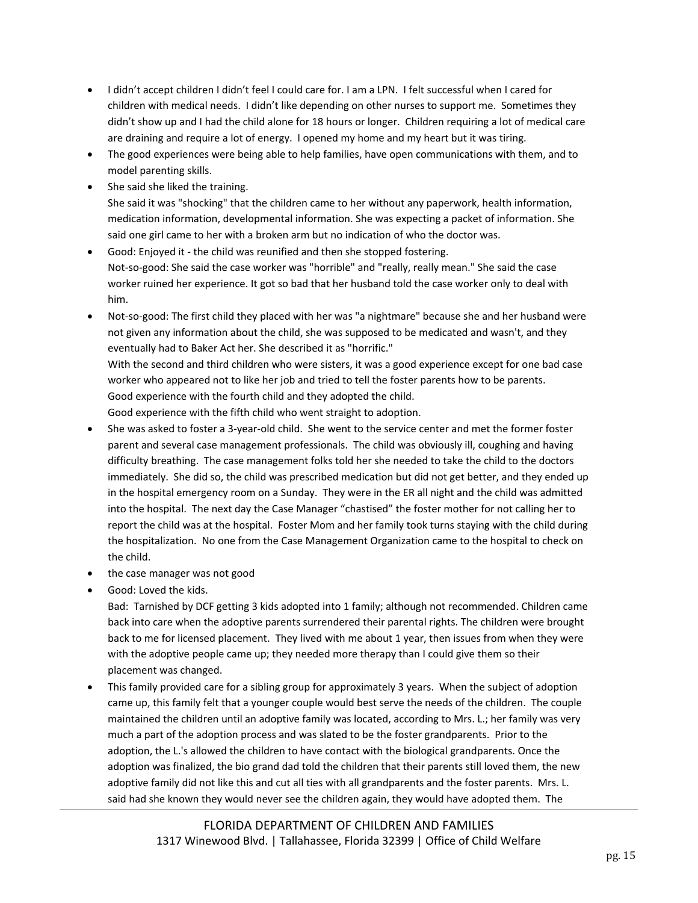- I didn't accept children I didn't feel I could care for. I am a LPN. I felt successful when I cared for children with medical needs. I didn't like depending on other nurses to support me. Sometimes they didn't show up and I had the child alone for 18 hours or longer. Children requiring a lot of medical care are draining and require a lot of energy. I opened my home and my heart but it was tiring.
- The good experiences were being able to help families, have open communications with them, and to model parenting skills.
- She said she liked the training.
  She said it was "shocking" that the children came to her without any paperwork, health information, medication information, developmental information. She was expecting a packet of information. She said one girl came to her with a broken arm but no indication of who the doctor was.
- Good: Enjoyed it - the child was reunified and then she stopped fostering.
  Not-so-good: She said the case worker was "horrible" and "really, really mean." She said the case worker ruined her experience. It got so bad that her husband told the case worker only to deal with him.
- Not-so-good: The first child they placed with her was "a nightmare" because she and her husband were not given any information about the child, she was supposed to be medicated and wasn't, and they eventually had to Baker Act her. She described it as "horrific."
  With the second and third children who were sisters, it was a good experience except for one bad case worker who appeared not to like her job and tried to tell the foster parents how to be parents.
  Good experience with the fourth child and they adopted the child.
  Good experience with the fifth child who went straight to adoption.
- She was asked to foster a 3-year-old child. She went to the service center and met the former foster parent and several case management professionals. The child was obviously ill, coughing and having difficulty breathing. The case management folks told her she needed to take the child to the doctors immediately. She did so, the child was prescribed medication but did not get better, and they ended up in the hospital emergency room on a Sunday. They were in the ER all night and the child was admitted into the hospital. The next day the Case Manager "chastised" the foster mother for not calling her to report the child was at the hospital. Foster Mom and her family took turns staying with the child during the hospitalization. No one from the Case Management Organization came to the hospital to check on the child.
- the case manager was not good
- Good: Loved the kids.
  Bad: Tarnished by DCF getting 3 kids adopted into 1 family; although not recommended. Children came back into care when the adoptive parents surrendered their parental rights. The children were brought back to me for licensed placement. They lived with me about 1 year, then issues from when they were with the adoptive people came up; they needed more therapy than I could give them so their placement was changed.
- This family provided care for a sibling group for approximately 3 years. When the subject of adoption came up, this family felt that a younger couple would best serve the needs of the children. The couple maintained the children until an adoptive family was located, according to Mrs. L.; her family was very much a part of the adoption process and was slated to be the foster grandparents. Prior to the adoption, the L.'s allowed the children to have contact with the biological grandparents. Once the adoption was finalized, the bio grand dad told the children that their parents still loved them, the new adoptive family did not like this and cut all ties with all grandparents and the foster parents. Mrs. L. said had she known they would never see the children again, they would have adopted them. The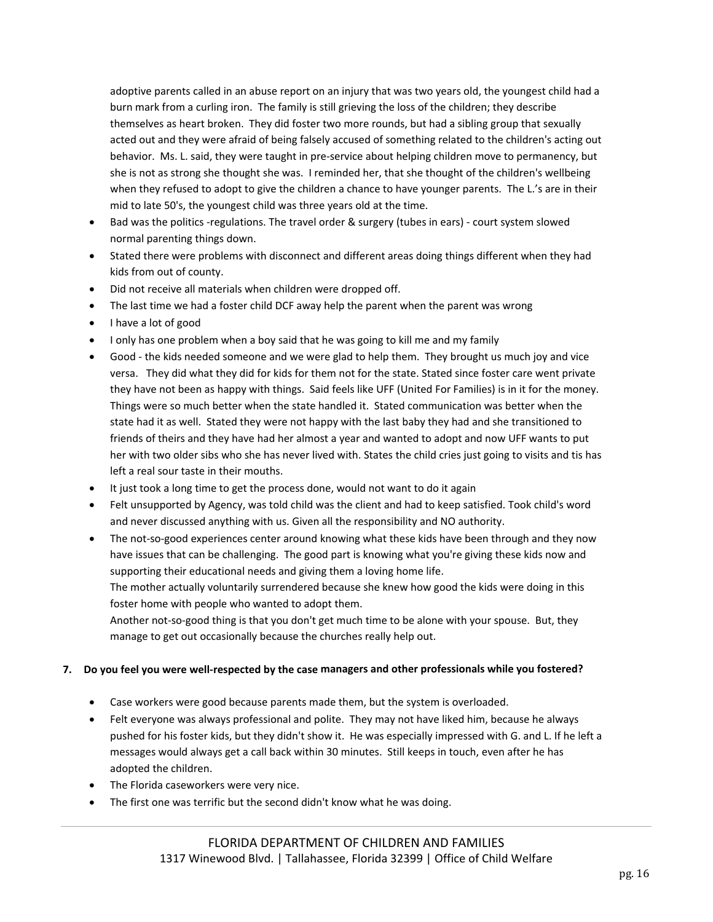adoptive parents called in an abuse report on an injury that was two years old, the youngest child had a burn mark from a curling iron. The family is still grieving the loss of the children; they describe themselves as heart broken. They did foster two more rounds, but had a sibling group that sexually acted out and they were afraid of being falsely accused of something related to the children's acting out behavior. Ms. L. said, they were taught in pre-service about helping children move to permanency, but she is not as strong she thought she was. I reminded her, that she thought of the children's wellbeing when they refused to adopt to give the children a chance to have younger parents. The L.'s are in their mid to late 50's, the youngest child was three years old at the time.

- Bad was the politics -regulations. The travel order & surgery (tubes in ears) - court system slowed normal parenting things down.
- Stated there were problems with disconnect and different areas doing things different when they had kids from out of county.
- Did not receive all materials when children were dropped off.
- The last time we had a foster child DCF away help the parent when the parent was wrong
- I have a lot of good
- I only has one problem when a boy said that he was going to kill me and my family
- Good - the kids needed someone and we were glad to help them. They brought us much joy and vice versa. They did what they did for kids for them not for the state. Stated since foster care went private they have not been as happy with things. Said feels like UFF (United For Families) is in it for the money. Things were so much better when the state handled it. Stated communication was better when the state had it as well. Stated they were not happy with the last baby they had and she transitioned to friends of theirs and they have had her almost a year and wanted to adopt and now UFF wants to put her with two older sibs who she has never lived with. States the child cries just going to visits and tis has left a real sour taste in their mouths.
- It just took a long time to get the process done, would not want to do it again
- Felt unsupported by Agency, was told child was the client and had to keep satisfied. Took child's word and never discussed anything with us. Given all the responsibility and NO authority.
- The not-so-good experiences center around knowing what these kids have been through and they now have issues that can be challenging. The good part is knowing what you're giving these kids now and supporting their educational needs and giving them a loving home life.
  The mother actually voluntarily surrendered because she knew how good the kids were doing in this foster home with people who wanted to adopt them.
  Another not-so-good thing is that you don't get much time to be alone with your spouse. But, they manage to get out occasionally because the churches really help out.

**7. Do you feel you were well-respected by the case managers and other professionals while you fostered?**

- Case workers were good because parents made them, but the system is overloaded.
- Felt everyone was always professional and polite. They may not have liked him, because he always pushed for his foster kids, but they didn't show it. He was especially impressed with G. and L. If he left a messages would always get a call back within 30 minutes. Still keeps in touch, even after he has adopted the children.
- The Florida caseworkers were very nice.
- The first one was terrific but the second didn't know what he was doing.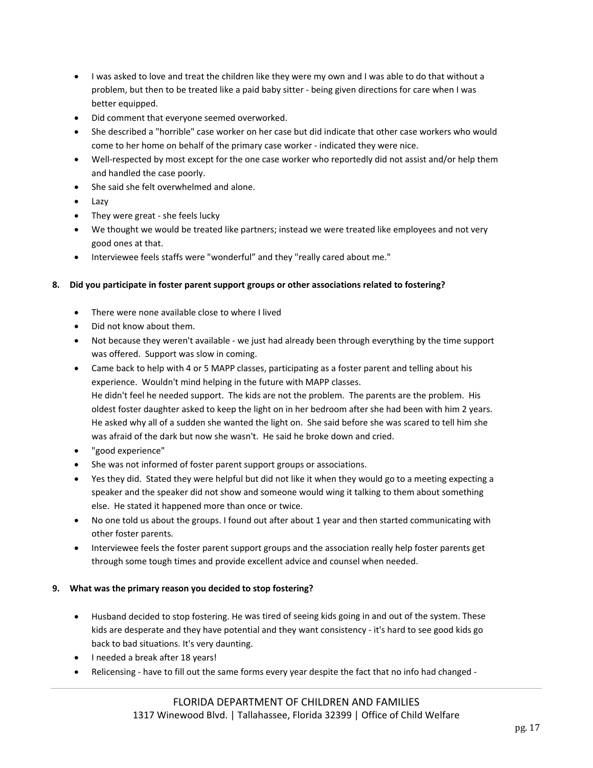- I was asked to love and treat the children like they were my own and I was able to do that without a problem, but then to be treated like a paid baby sitter - being given directions for care when I was better equipped.
- Did comment that everyone seemed overworked.
- She described a "horrible" case worker on her case but did indicate that other case workers who would come to her home on behalf of the primary case worker - indicated they were nice.
- Well-respected by most except for the one case worker who reportedly did not assist and/or help them and handled the case poorly.
- She said she felt overwhelmed and alone.
- Lazy
- They were great - she feels lucky
- We thought we would be treated like partners; instead we were treated like employees and not very good ones at that.
- Interviewee feels staffs were "wonderful" and they "really cared about me."

**8. Did you participate in foster parent support groups or other associations related to fostering?**

- There were none available close to where I lived
- Did not know about them.
- Not because they weren't available - we just had already been through everything by the time support was offered. Support was slow in coming.
- Came back to help with 4 or 5 MAPP classes, participating as a foster parent and telling about his experience. Wouldn't mind helping in the future with MAPP classes.
  He didn't feel he needed support. The kids are not the problem. The parents are the problem. His oldest foster daughter asked to keep the light on in her bedroom after she had been with him 2 years. He asked why all of a sudden she wanted the light on. She said before she was scared to tell him she was afraid of the dark but now she wasn't. He said he broke down and cried.
- "good experience"
- She was not informed of foster parent support groups or associations.
- Yes they did. Stated they were helpful but did not like it when they would go to a meeting expecting a speaker and the speaker did not show and someone would wing it talking to them about something else. He stated it happened more than once or twice.
- No one told us about the groups. I found out after about 1 year and then started communicating with other foster parents.
- Interviewee feels the foster parent support groups and the association really help foster parents get through some tough times and provide excellent advice and counsel when needed.

**9. What was the primary reason you decided to stop fostering?**

- Husband decided to stop fostering. He was tired of seeing kids going in and out of the system. These kids are desperate and they have potential and they want consistency - it's hard to see good kids go back to bad situations. It's very daunting.
- I needed a break after 18 years!
- Relicensing - have to fill out the same forms every year despite the fact that no info had changed -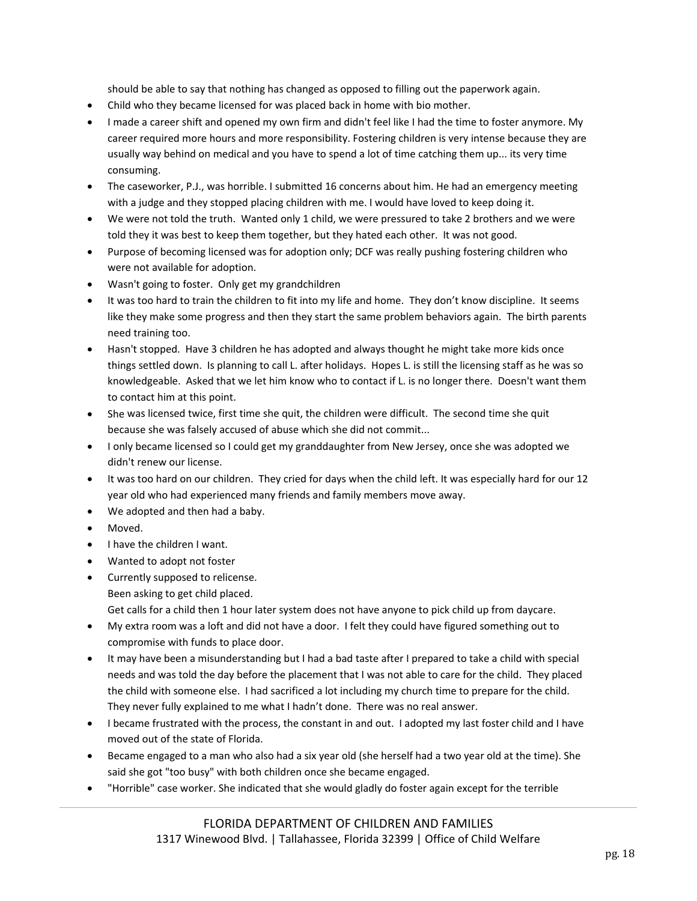should be able to say that nothing has changed as opposed to filling out the paperwork again.

- Child who they became licensed for was placed back in home with bio mother.
- I made a career shift and opened my own firm and didn't feel like I had the time to foster anymore. My career required more hours and more responsibility. Fostering children is very intense because they are usually way behind on medical and you have to spend a lot of time catching them up... its very time consuming.
- The caseworker, P.J., was horrible. I submitted 16 concerns about him. He had an emergency meeting with a judge and they stopped placing children with me. I would have loved to keep doing it.
- We were not told the truth. Wanted only 1 child, we were pressured to take 2 brothers and we were told they it was best to keep them together, but they hated each other. It was not good.
- Purpose of becoming licensed was for adoption only; DCF was really pushing fostering children who were not available for adoption.
- Wasn't going to foster. Only get my grandchildren
- It was too hard to train the children to fit into my life and home. They don't know discipline. It seems like they make some progress and then they start the same problem behaviors again. The birth parents need training too.
- Hasn't stopped. Have 3 children he has adopted and always thought he might take more kids once things settled down. Is planning to call L. after holidays. Hopes L. is still the licensing staff as he was so knowledgeable. Asked that we let him know who to contact if L. is no longer there. Doesn't want them to contact him at this point.
- She was licensed twice, first time she quit, the children were difficult. The second time she quit because she was falsely accused of abuse which she did not commit...
- I only became licensed so I could get my granddaughter from New Jersey, once she was adopted we didn't renew our license.
- It was too hard on our children. They cried for days when the child left. It was especially hard for our 12 year old who had experienced many friends and family members move away.
- We adopted and then had a baby.
- Moved.
- I have the children I want.
- Wanted to adopt not foster
- Currently supposed to relicense.
  Been asking to get child placed.
  Get calls for a child then 1 hour later system does not have anyone to pick child up from daycare.
- My extra room was a loft and did not have a door. I felt they could have figured something out to compromise with funds to place door.
- It may have been a misunderstanding but I had a bad taste after I prepared to take a child with special needs and was told the day before the placement that I was not able to care for the child. They placed the child with someone else. I had sacrificed a lot including my church time to prepare for the child. They never fully explained to me what I hadn't done. There was no real answer.
- I became frustrated with the process, the constant in and out. I adopted my last foster child and I have moved out of the state of Florida.
- Became engaged to a man who also had a six year old (she herself had a two year old at the time). She said she got "too busy" with both children once she became engaged.
- "Horrible" case worker. She indicated that she would gladly do foster again except for the terrible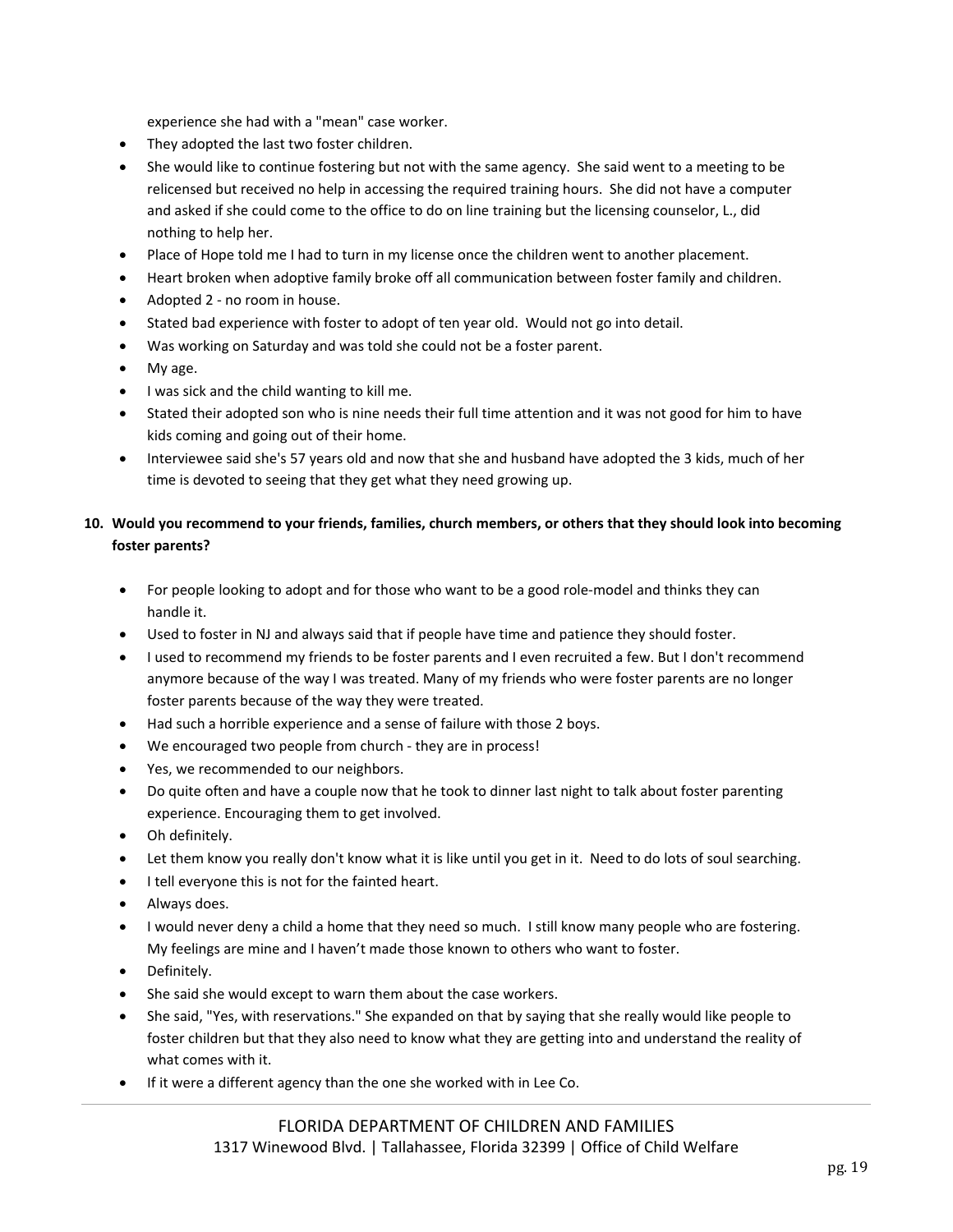experience she had with a "mean" case worker.

- They adopted the last two foster children.
- She would like to continue fostering but not with the same agency. She said went to a meeting to be relicensed but received no help in accessing the required training hours. She did not have a computer and asked if she could come to the office to do on line training but the licensing counselor, L., did nothing to help her.
- Place of Hope told me I had to turn in my license once the children went to another placement.
- Heart broken when adoptive family broke off all communication between foster family and children.
- Adopted 2 - no room in house.
- Stated bad experience with foster to adopt of ten year old. Would not go into detail.
- Was working on Saturday and was told she could not be a foster parent.
- My age.
- I was sick and the child wanting to kill me.
- Stated their adopted son who is nine needs their full time attention and it was not good for him to have kids coming and going out of their home.
- Interviewee said she's 57 years old and now that she and husband have adopted the 3 kids, much of her time is devoted to seeing that they get what they need growing up.

**10. Would you recommend to your friends, families, church members, or others that they should look into becoming foster parents?**

- For people looking to adopt and for those who want to be a good role-model and thinks they can handle it.
- Used to foster in NJ and always said that if people have time and patience they should foster.
- I used to recommend my friends to be foster parents and I even recruited a few. But I don't recommend anymore because of the way I was treated. Many of my friends who were foster parents are no longer foster parents because of the way they were treated.
- Had such a horrible experience and a sense of failure with those 2 boys.
- We encouraged two people from church - they are in process!
- Yes, we recommended to our neighbors.
- Do quite often and have a couple now that he took to dinner last night to talk about foster parenting experience. Encouraging them to get involved.
- Oh definitely.
- Let them know you really don't know what it is like until you get in it. Need to do lots of soul searching.
- I tell everyone this is not for the fainted heart.
- Always does.
- I would never deny a child a home that they need so much. I still know many people who are fostering. My feelings are mine and I haven't made those known to others who want to foster.
- Definitely.
- She said she would except to warn them about the case workers.
- She said, "Yes, with reservations." She expanded on that by saying that she really would like people to foster children but that they also need to know what they are getting into and understand the reality of what comes with it.
- If it were a different agency than the one she worked with in Lee Co.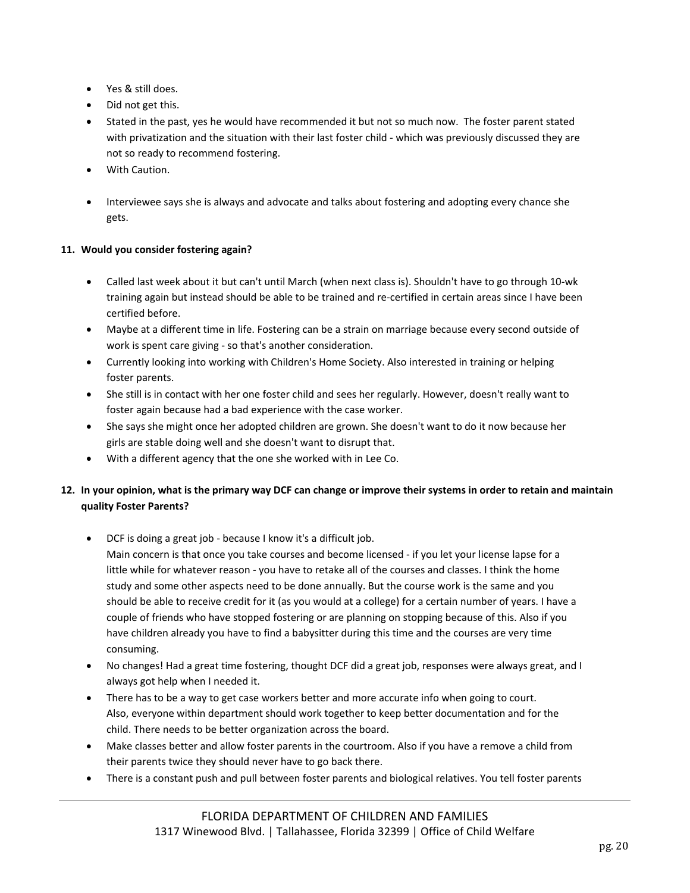- Yes & still does.
- Did not get this.
- Stated in the past, yes he would have recommended it but not so much now. The foster parent stated with privatization and the situation with their last foster child - which was previously discussed they are not so ready to recommend fostering.
- With Caution.
- Interviewee says she is always and advocate and talks about fostering and adopting every chance she gets.

**11. Would you consider fostering again?**

- Called last week about it but can't until March (when next class is). Shouldn't have to go through 10-wk training again but instead should be able to be trained and re-certified in certain areas since I have been certified before.
- Maybe at a different time in life. Fostering can be a strain on marriage because every second outside of work is spent care giving - so that's another consideration.
- Currently looking into working with Children's Home Society. Also interested in training or helping foster parents.
- She still is in contact with her one foster child and sees her regularly. However, doesn't really want to foster again because had a bad experience with the case worker.
- She says she might once her adopted children are grown. She doesn't want to do it now because her girls are stable doing well and she doesn't want to disrupt that.
- With a different agency that the one she worked with in Lee Co.

**12. In your opinion, what is the primary way DCF can change or improve their systems in order to retain and maintain quality Foster Parents?**

- DCF is doing a great job - because I know it's a difficult job.
  Main concern is that once you take courses and become licensed - if you let your license lapse for a little while for whatever reason - you have to retake all of the courses and classes. I think the home study and some other aspects need to be done annually. But the course work is the same and you should be able to receive credit for it (as you would at a college) for a certain number of years. I have a couple of friends who have stopped fostering or are planning on stopping because of this. Also if you have children already you have to find a babysitter during this time and the courses are very time consuming.
- No changes! Had a great time fostering, thought DCF did a great job, responses were always great, and I always got help when I needed it.
- There has to be a way to get case workers better and more accurate info when going to court. Also, everyone within department should work together to keep better documentation and for the child. There needs to be better organization across the board.
- Make classes better and allow foster parents in the courtroom. Also if you have a remove a child from their parents twice they should never have to go back there.
- There is a constant push and pull between foster parents and biological relatives. You tell foster parents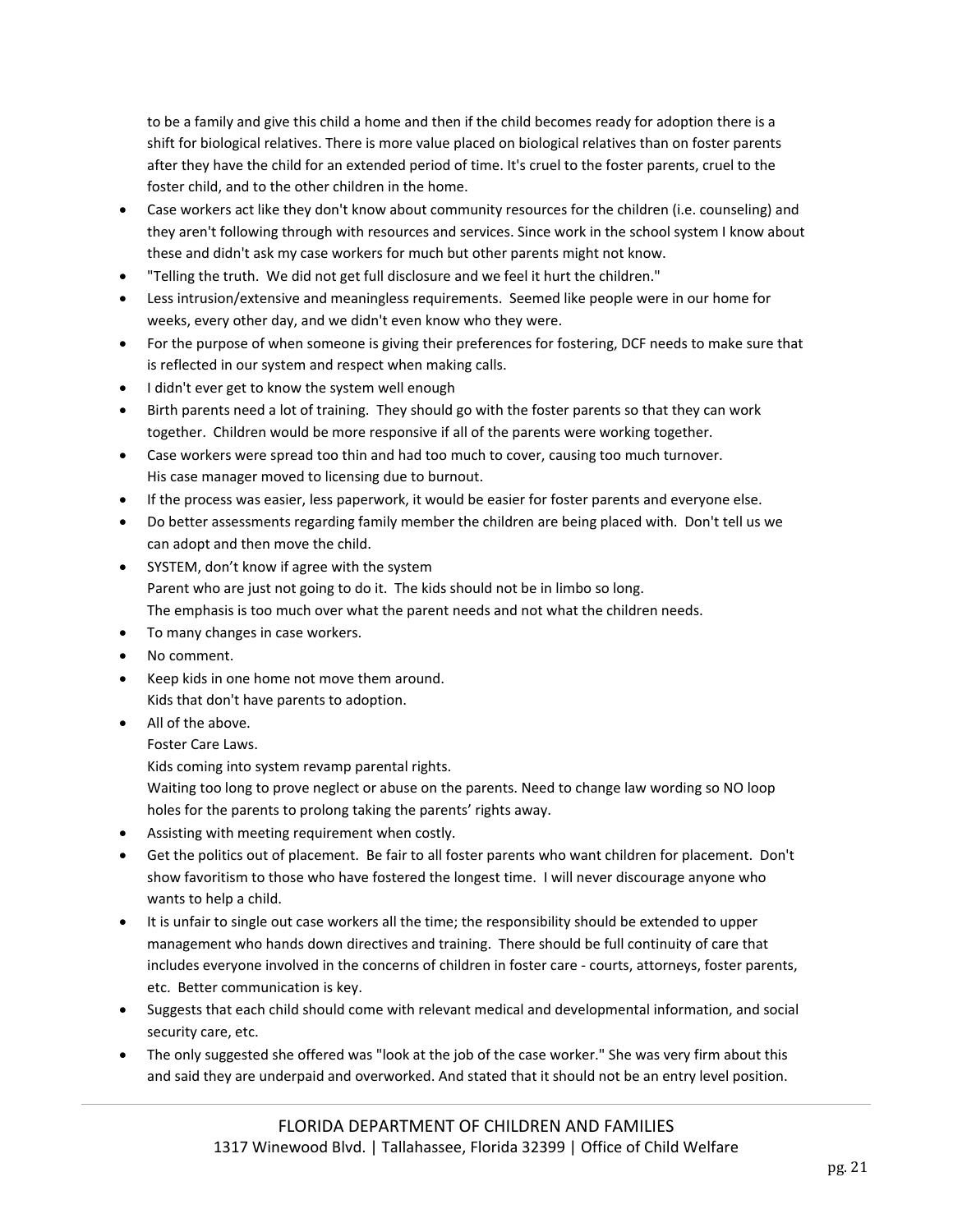to be a family and give this child a home and then if the child becomes ready for adoption there is a shift for biological relatives. There is more value placed on biological relatives than on foster parents after they have the child for an extended period of time. It's cruel to the foster parents, cruel to the foster child, and to the other children in the home.

- Case workers act like they don't know about community resources for the children (i.e. counseling) and they aren't following through with resources and services. Since work in the school system I know about these and didn't ask my case workers for much but other parents might not know.
- "Telling the truth. We did not get full disclosure and we feel it hurt the children."
- Less intrusion/extensive and meaningless requirements. Seemed like people were in our home for weeks, every other day, and we didn't even know who they were.
- For the purpose of when someone is giving their preferences for fostering, DCF needs to make sure that is reflected in our system and respect when making calls.
- I didn't ever get to know the system well enough
- Birth parents need a lot of training. They should go with the foster parents so that they can work together. Children would be more responsive if all of the parents were working together.
- Case workers were spread too thin and had too much to cover, causing too much turnover. His case manager moved to licensing due to burnout.
- If the process was easier, less paperwork, it would be easier for foster parents and everyone else.
- Do better assessments regarding family member the children are being placed with. Don't tell us we can adopt and then move the child.
- SYSTEM, don't know if agree with the system
  Parent who are just not going to do it. The kids should not be in limbo so long.
  The emphasis is too much over what the parent needs and not what the children needs.
- To many changes in case workers.
- No comment.
- Keep kids in one home not move them around.
  Kids that don't have parents to adoption.
- All of the above.
  Foster Care Laws.
  Kids coming into system revamp parental rights.
  Waiting too long to prove neglect or abuse on the parents. Need to change law wording so NO loop holes for the parents to prolong taking the parents' rights away.
- Assisting with meeting requirement when costly.
- Get the politics out of placement. Be fair to all foster parents who want children for placement. Don't show favoritism to those who have fostered the longest time. I will never discourage anyone who wants to help a child.
- It is unfair to single out case workers all the time; the responsibility should be extended to upper management who hands down directives and training. There should be full continuity of care that includes everyone involved in the concerns of children in foster care - courts, attorneys, foster parents, etc. Better communication is key.
- Suggests that each child should come with relevant medical and developmental information, and social security care, etc.
- The only suggested she offered was "look at the job of the case worker." She was very firm about this and said they are underpaid and overworked. And stated that it should not be an entry level position.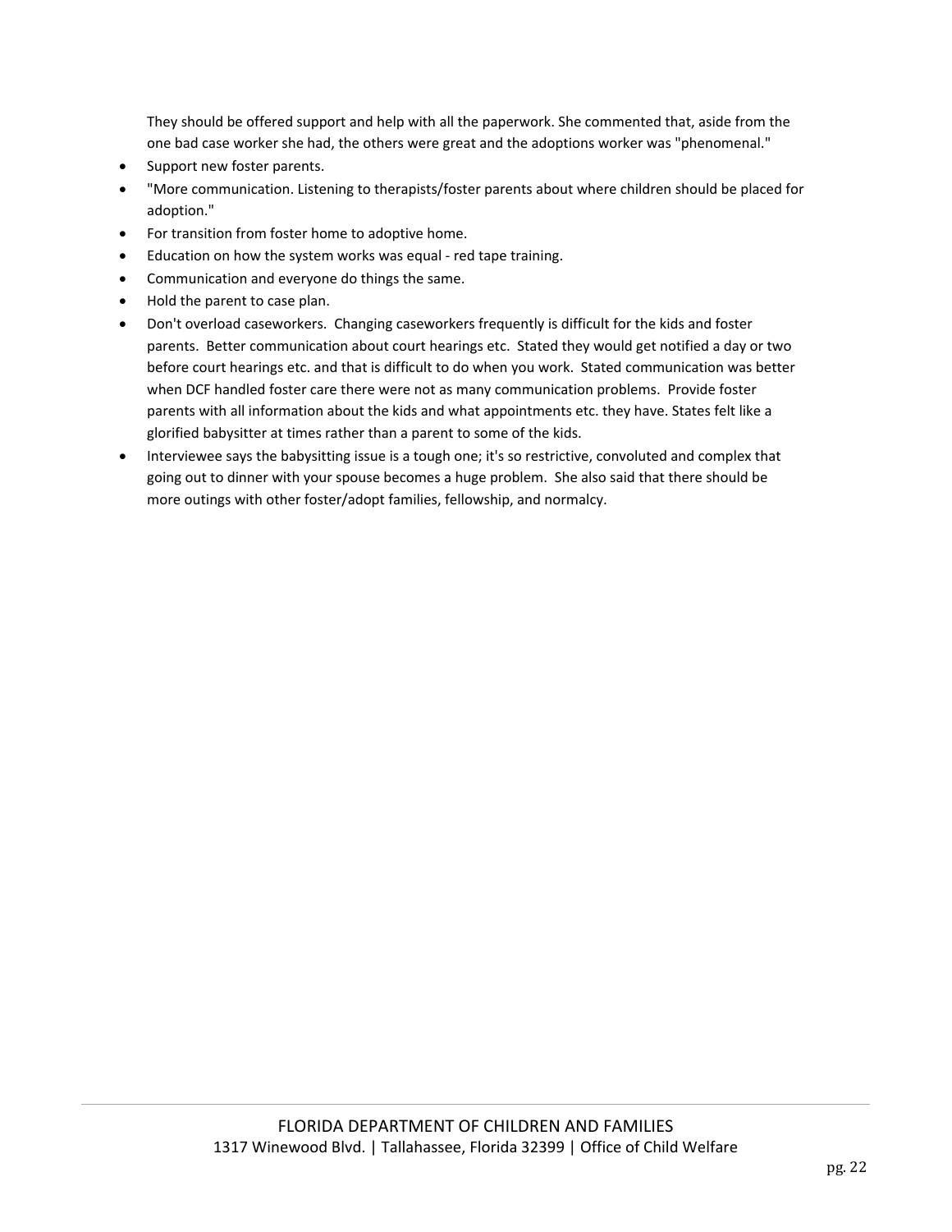They should be offered support and help with all the paperwork. She commented that, aside from the one bad case worker she had, the others were great and the adoptions worker was "phenomenal."

- Support new foster parents.
- "More communication. Listening to therapists/foster parents about where children should be placed for adoption."
- For transition from foster home to adoptive home.
- Education on how the system works was equal - red tape training.
- Communication and everyone do things the same.
- Hold the parent to case plan.
- Don't overload caseworkers. Changing caseworkers frequently is difficult for the kids and foster parents. Better communication about court hearings etc. Stated they would get notified a day or two before court hearings etc. and that is difficult to do when you work. Stated communication was better when DCF handled foster care there were not as many communication problems. Provide foster parents with all information about the kids and what appointments etc. they have. States felt like a glorified babysitter at times rather than a parent to some of the kids.
- Interviewee says the babysitting issue is a tough one; it's so restrictive, convoluted and complex that going out to dinner with your spouse becomes a huge problem. She also said that there should be more outings with other foster/adopt families, fellowship, and normalcy.